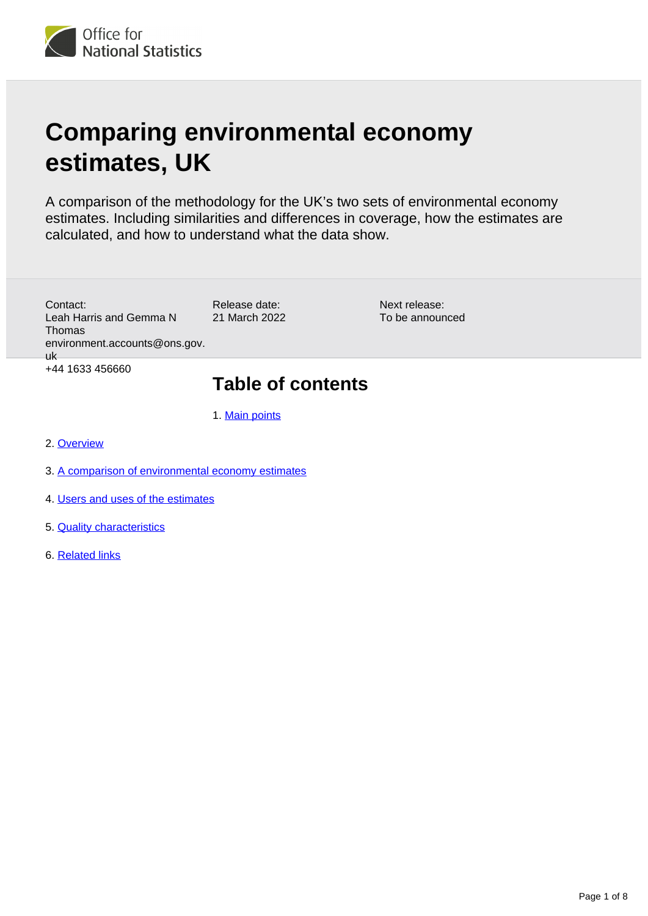# Comparing environmental economy estimates, UK

A comparison of the methodology for the UK's two sets of environmental economy estimates. Including similarities and differences in coverage, how the estimates are calculated, and how to understand what the data show.

Contact:
Leah Harris and Gemma N Thomas
environment.accounts@ons.gov.uk
+44 1633 456660

Release date:
21 March 2022

Next release:
To be announced

## Table of contents

1. Main points
2. Overview
3. A comparison of environmental economy estimates
4. Users and uses of the estimates
5. Quality characteristics
6. Related links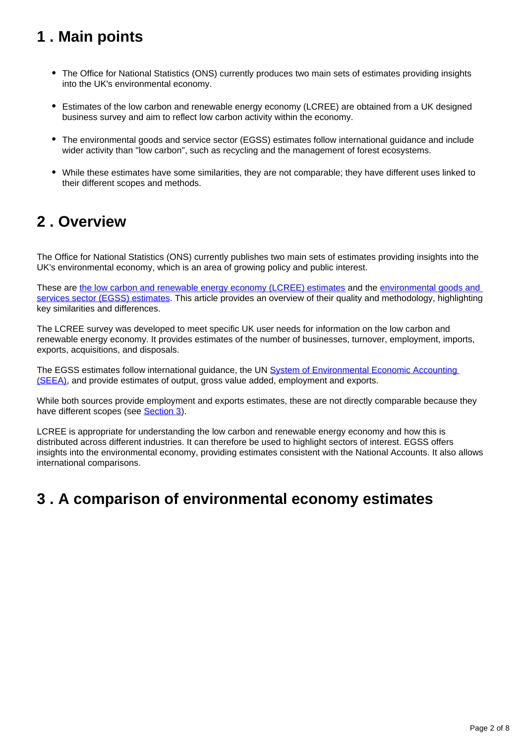## 1 . Main points

- The Office for National Statistics (ONS) currently produces two main sets of estimates providing insights into the UK's environmental economy.
- Estimates of the low carbon and renewable energy economy (LCREE) are obtained from a UK designed business survey and aim to reflect low carbon activity within the economy.
- The environmental goods and service sector (EGSS) estimates follow international guidance and include wider activity than "low carbon", such as recycling and the management of forest ecosystems.
- While these estimates have some similarities, they are not comparable; they have different uses linked to their different scopes and methods.

## 2 . Overview

The Office for National Statistics (ONS) currently publishes two main sets of estimates providing insights into the UK's environmental economy, which is an area of growing policy and public interest.

These are the low carbon and renewable energy economy (LCREE) estimates and the environmental goods and services sector (EGSS) estimates. This article provides an overview of their quality and methodology, highlighting key similarities and differences.

The LCREE survey was developed to meet specific UK user needs for information on the low carbon and renewable energy economy. It provides estimates of the number of businesses, turnover, employment, imports, exports, acquisitions, and disposals.

The EGSS estimates follow international guidance, the UN System of Environmental Economic Accounting (SEEA), and provide estimates of output, gross value added, employment and exports.

While both sources provide employment and exports estimates, these are not directly comparable because they have different scopes (see Section 3).

LCREE is appropriate for understanding the low carbon and renewable energy economy and how this is distributed across different industries. It can therefore be used to highlight sectors of interest. EGSS offers insights into the environmental economy, providing estimates consistent with the National Accounts. It also allows international comparisons.

## 3 . A comparison of environmental economy estimates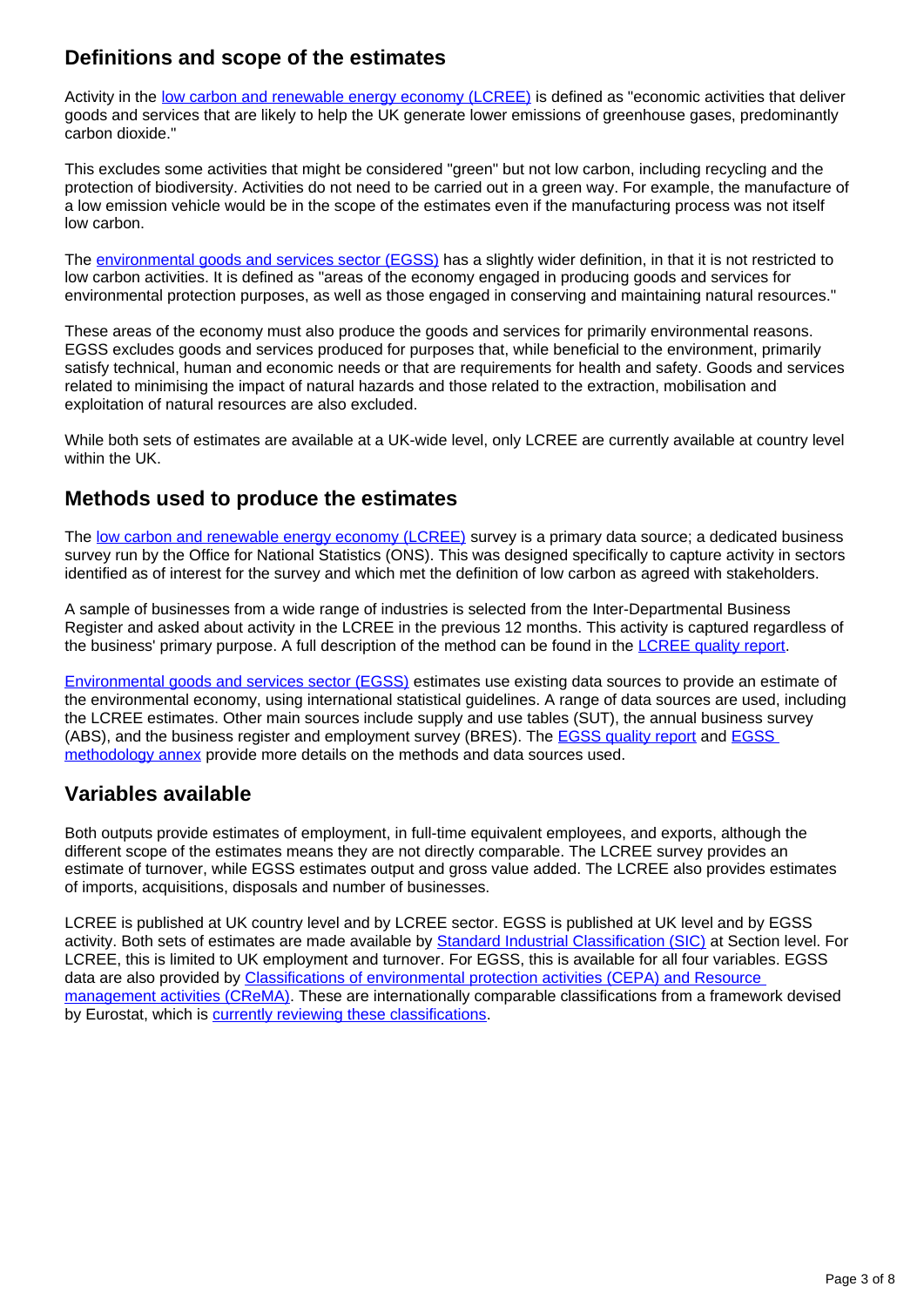## Definitions and scope of the estimates

Activity in the [low carbon and renewable energy economy (LCREE)]() is defined as "economic activities that deliver goods and services that are likely to help the UK generate lower emissions of greenhouse gases, predominantly carbon dioxide."

This excludes some activities that might be considered "green" but not low carbon, including recycling and the protection of biodiversity. Activities do not need to be carried out in a green way. For example, the manufacture of a low emission vehicle would be in the scope of the estimates even if the manufacturing process was not itself low carbon.

The [environmental goods and services sector (EGSS)]() has a slightly wider definition, in that it is not restricted to low carbon activities. It is defined as "areas of the economy engaged in producing goods and services for environmental protection purposes, as well as those engaged in conserving and maintaining natural resources."

These areas of the economy must also produce the goods and services for primarily environmental reasons. EGSS excludes goods and services produced for purposes that, while beneficial to the environment, primarily satisfy technical, human and economic needs or that are requirements for health and safety. Goods and services related to minimising the impact of natural hazards and those related to the extraction, mobilisation and exploitation of natural resources are also excluded.

While both sets of estimates are available at a UK-wide level, only LCREE are currently available at country level within the UK.

## Methods used to produce the estimates

The [low carbon and renewable energy economy (LCREE)]() survey is a primary data source; a dedicated business survey run by the Office for National Statistics (ONS). This was designed specifically to capture activity in sectors identified as of interest for the survey and which met the definition of low carbon as agreed with stakeholders.

A sample of businesses from a wide range of industries is selected from the Inter-Departmental Business Register and asked about activity in the LCREE in the previous 12 months. This activity is captured regardless of the business' primary purpose. A full description of the method can be found in the [LCREE quality report]().

[Environmental goods and services sector (EGSS)]() estimates use existing data sources to provide an estimate of the environmental economy, using international statistical guidelines. A range of data sources are used, including the LCREE estimates. Other main sources include supply and use tables (SUT), the annual business survey (ABS), and the business register and employment survey (BRES). The [EGSS quality report]() and [EGSS methodology annex]() provide more details on the methods and data sources used.

## Variables available

Both outputs provide estimates of employment, in full-time equivalent employees, and exports, although the different scope of the estimates means they are not directly comparable. The LCREE survey provides an estimate of turnover, while EGSS estimates output and gross value added. The LCREE also provides estimates of imports, acquisitions, disposals and number of businesses.

LCREE is published at UK country level and by LCREE sector. EGSS is published at UK level and by EGSS activity. Both sets of estimates are made available by [Standard Industrial Classification (SIC)]() at Section level. For LCREE, this is limited to UK employment and turnover. For EGSS, this is available for all four variables. EGSS data are also provided by [Classifications of environmental protection activities (CEPA) and Resource management activities (CReMA)](). These are internationally comparable classifications from a framework devised by Eurostat, which is [currently reviewing these classifications]().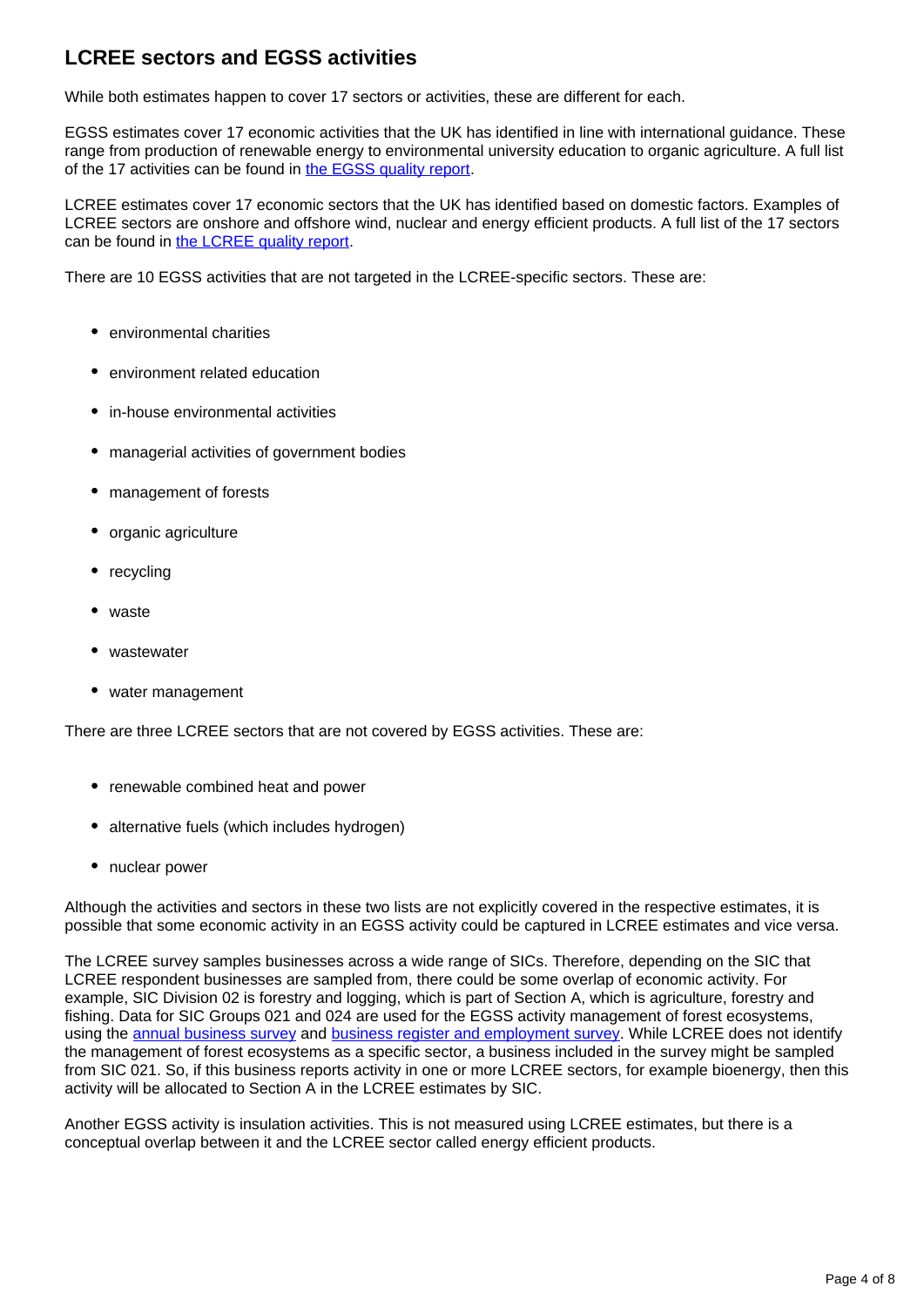## LCREE sectors and EGSS activities

While both estimates happen to cover 17 sectors or activities, these are different for each.

EGSS estimates cover 17 economic activities that the UK has identified in line with international guidance. These range from production of renewable energy to environmental university education to organic agriculture. A full list of the 17 activities can be found in [the EGSS quality report](#).

LCREE estimates cover 17 economic sectors that the UK has identified based on domestic factors. Examples of LCREE sectors are onshore and offshore wind, nuclear and energy efficient products. A full list of the 17 sectors can be found in [the LCREE quality report](#).

There are 10 EGSS activities that are not targeted in the LCREE-specific sectors. These are:

- environmental charities
- environment related education
- in-house environmental activities
- managerial activities of government bodies
- management of forests
- organic agriculture
- recycling
- waste
- wastewater
- water management

There are three LCREE sectors that are not covered by EGSS activities. These are:

- renewable combined heat and power
- alternative fuels (which includes hydrogen)
- nuclear power

Although the activities and sectors in these two lists are not explicitly covered in the respective estimates, it is possible that some economic activity in an EGSS activity could be captured in LCREE estimates and vice versa.

The LCREE survey samples businesses across a wide range of SICs. Therefore, depending on the SIC that LCREE respondent businesses are sampled from, there could be some overlap of economic activity. For example, SIC Division 02 is forestry and logging, which is part of Section A, which is agriculture, forestry and fishing. Data for SIC Groups 021 and 024 are used for the EGSS activity management of forest ecosystems, using the [annual business survey](#) and [business register and employment survey](#). While LCREE does not identify the management of forest ecosystems as a specific sector, a business included in the survey might be sampled from SIC 021. So, if this business reports activity in one or more LCREE sectors, for example bioenergy, then this activity will be allocated to Section A in the LCREE estimates by SIC.

Another EGSS activity is insulation activities. This is not measured using LCREE estimates, but there is a conceptual overlap between it and the LCREE sector called energy efficient products.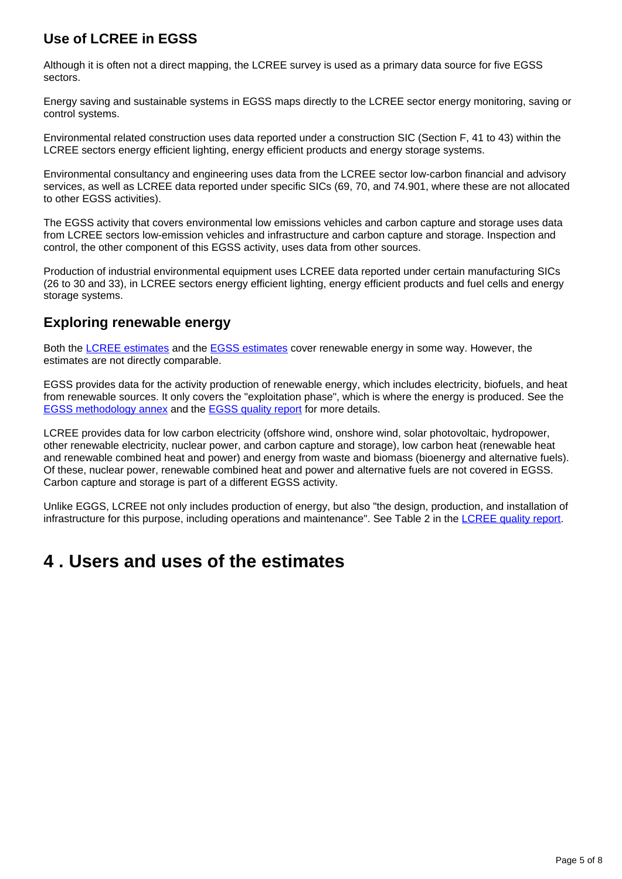### Use of LCREE in EGSS

Although it is often not a direct mapping, the LCREE survey is used as a primary data source for five EGSS sectors.

Energy saving and sustainable systems in EGSS maps directly to the LCREE sector energy monitoring, saving or control systems.

Environmental related construction uses data reported under a construction SIC (Section F, 41 to 43) within the LCREE sectors energy efficient lighting, energy efficient products and energy storage systems.

Environmental consultancy and engineering uses data from the LCREE sector low-carbon financial and advisory services, as well as LCREE data reported under specific SICs (69, 70, and 74.901, where these are not allocated to other EGSS activities).

The EGSS activity that covers environmental low emissions vehicles and carbon capture and storage uses data from LCREE sectors low-emission vehicles and infrastructure and carbon capture and storage. Inspection and control, the other component of this EGSS activity, uses data from other sources.

Production of industrial environmental equipment uses LCREE data reported under certain manufacturing SICs (26 to 30 and 33), in LCREE sectors energy efficient lighting, energy efficient products and fuel cells and energy storage systems.

### Exploring renewable energy

Both the [LCREE estimates] and the [EGSS estimates] cover renewable energy in some way. However, the estimates are not directly comparable.

EGSS provides data for the activity production of renewable energy, which includes electricity, biofuels, and heat from renewable sources. It only covers the "exploitation phase", which is where the energy is produced. See the [EGSS methodology annex] and the [EGSS quality report] for more details.

LCREE provides data for low carbon electricity (offshore wind, onshore wind, solar photovoltaic, hydropower, other renewable electricity, nuclear power, and carbon capture and storage), low carbon heat (renewable heat and renewable combined heat and power) and energy from waste and biomass (bioenergy and alternative fuels). Of these, nuclear power, renewable combined heat and power and alternative fuels are not covered in EGSS. Carbon capture and storage is part of a different EGSS activity.

Unlike EGGS, LCREE not only includes production of energy, but also "the design, production, and installation of infrastructure for this purpose, including operations and maintenance". See Table 2 in the [LCREE quality report].

## 4 . Users and uses of the estimates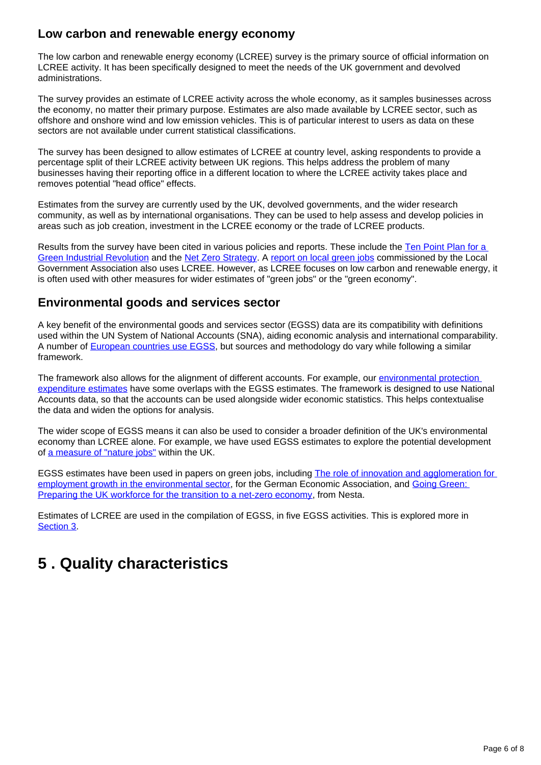### Low carbon and renewable energy economy

The low carbon and renewable energy economy (LCREE) survey is the primary source of official information on LCREE activity. It has been specifically designed to meet the needs of the UK government and devolved administrations.

The survey provides an estimate of LCREE activity across the whole economy, as it samples businesses across the economy, no matter their primary purpose. Estimates are also made available by LCREE sector, such as offshore and onshore wind and low emission vehicles. This is of particular interest to users as data on these sectors are not available under current statistical classifications.

The survey has been designed to allow estimates of LCREE at country level, asking respondents to provide a percentage split of their LCREE activity between UK regions. This helps address the problem of many businesses having their reporting office in a different location to where the LCREE activity takes place and removes potential "head office" effects.

Estimates from the survey are currently used by the UK, devolved governments, and the wider research community, as well as by international organisations. They can be used to help assess and develop policies in areas such as job creation, investment in the LCREE economy or the trade of LCREE products.

Results from the survey have been cited in various policies and reports. These include the Ten Point Plan for a Green Industrial Revolution and the Net Zero Strategy. A report on local green jobs commissioned by the Local Government Association also uses LCREE. However, as LCREE focuses on low carbon and renewable energy, it is often used with other measures for wider estimates of "green jobs" or the "green economy".

### Environmental goods and services sector

A key benefit of the environmental goods and services sector (EGSS) data are its compatibility with definitions used within the UN System of National Accounts (SNA), aiding economic analysis and international comparability. A number of European countries use EGSS, but sources and methodology do vary while following a similar framework.

The framework also allows for the alignment of different accounts. For example, our environmental protection expenditure estimates have some overlaps with the EGSS estimates. The framework is designed to use National Accounts data, so that the accounts can be used alongside wider economic statistics. This helps contextualise the data and widen the options for analysis.

The wider scope of EGSS means it can also be used to consider a broader definition of the UK's environmental economy than LCREE alone. For example, we have used EGSS estimates to explore the potential development of a measure of "nature jobs" within the UK.

EGSS estimates have been used in papers on green jobs, including The role of innovation and agglomeration for employment growth in the environmental sector, for the German Economic Association, and Going Green: Preparing the UK workforce for the transition to a net-zero economy, from Nesta.

Estimates of LCREE are used in the compilation of EGSS, in five EGSS activities. This is explored more in Section 3.

# 5 . Quality characteristics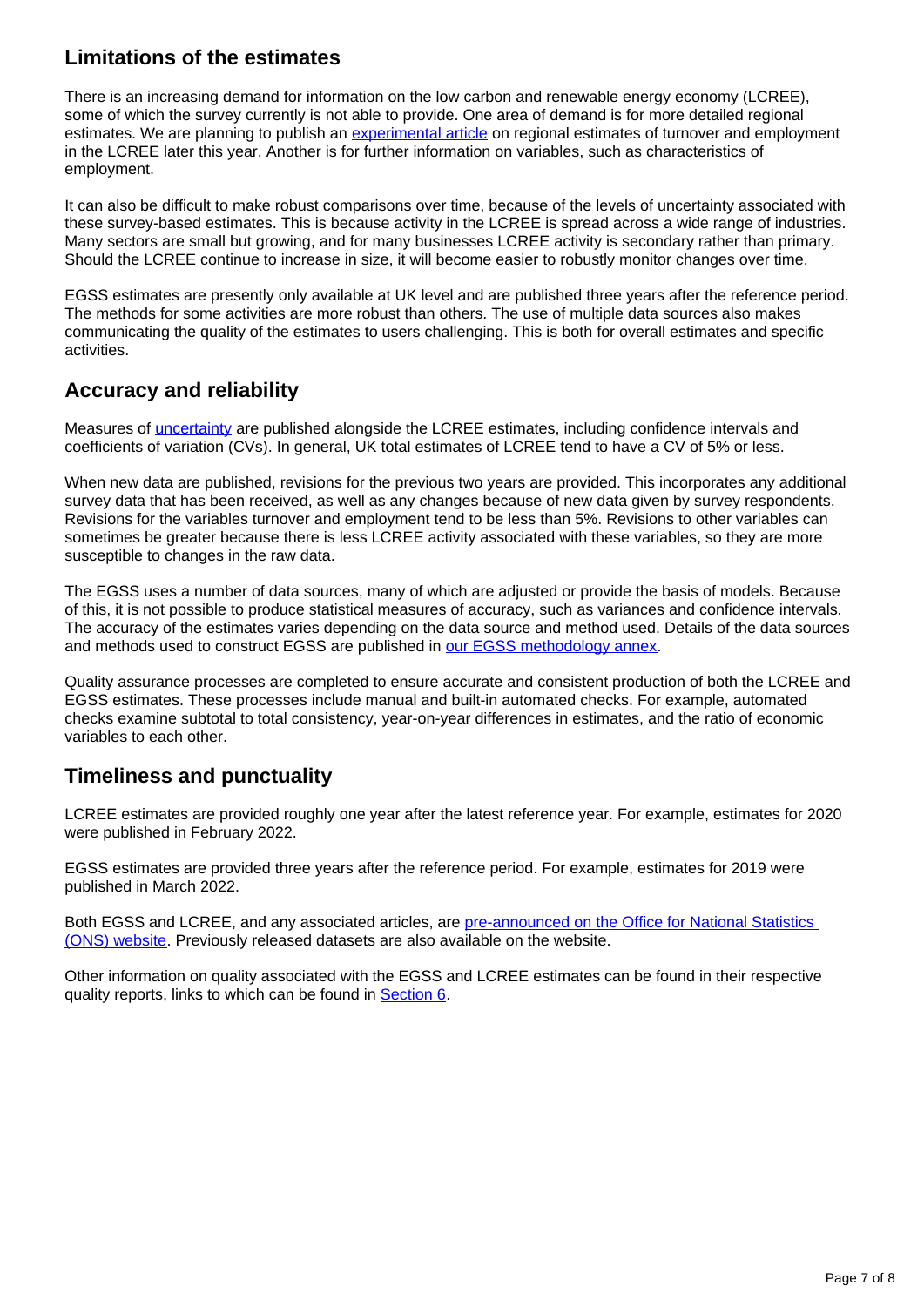## Limitations of the estimates

There is an increasing demand for information on the low carbon and renewable energy economy (LCREE), some of which the survey currently is not able to provide. One area of demand is for more detailed regional estimates. We are planning to publish an [experimental article](#) on regional estimates of turnover and employment in the LCREE later this year. Another is for further information on variables, such as characteristics of employment.

It can also be difficult to make robust comparisons over time, because of the levels of uncertainty associated with these survey-based estimates. This is because activity in the LCREE is spread across a wide range of industries. Many sectors are small but growing, and for many businesses LCREE activity is secondary rather than primary. Should the LCREE continue to increase in size, it will become easier to robustly monitor changes over time.

EGSS estimates are presently only available at UK level and are published three years after the reference period. The methods for some activities are more robust than others. The use of multiple data sources also makes communicating the quality of the estimates to users challenging. This is both for overall estimates and specific activities.

## Accuracy and reliability

Measures of [uncertainty](#) are published alongside the LCREE estimates, including confidence intervals and coefficients of variation (CVs). In general, UK total estimates of LCREE tend to have a CV of 5% or less.

When new data are published, revisions for the previous two years are provided. This incorporates any additional survey data that has been received, as well as any changes because of new data given by survey respondents. Revisions for the variables turnover and employment tend to be less than 5%. Revisions to other variables can sometimes be greater because there is less LCREE activity associated with these variables, so they are more susceptible to changes in the raw data.

The EGSS uses a number of data sources, many of which are adjusted or provide the basis of models. Because of this, it is not possible to produce statistical measures of accuracy, such as variances and confidence intervals. The accuracy of the estimates varies depending on the data source and method used. Details of the data sources and methods used to construct EGSS are published in [our EGSS methodology annex](#).

Quality assurance processes are completed to ensure accurate and consistent production of both the LCREE and EGSS estimates. These processes include manual and built-in automated checks. For example, automated checks examine subtotal to total consistency, year-on-year differences in estimates, and the ratio of economic variables to each other.

## Timeliness and punctuality

LCREE estimates are provided roughly one year after the latest reference year. For example, estimates for 2020 were published in February 2022.

EGSS estimates are provided three years after the reference period. For example, estimates for 2019 were published in March 2022.

Both EGSS and LCREE, and any associated articles, are [pre-announced on the Office for National Statistics (ONS) website](#). Previously released datasets are also available on the website.

Other information on quality associated with the EGSS and LCREE estimates can be found in their respective quality reports, links to which can be found in [Section 6](#).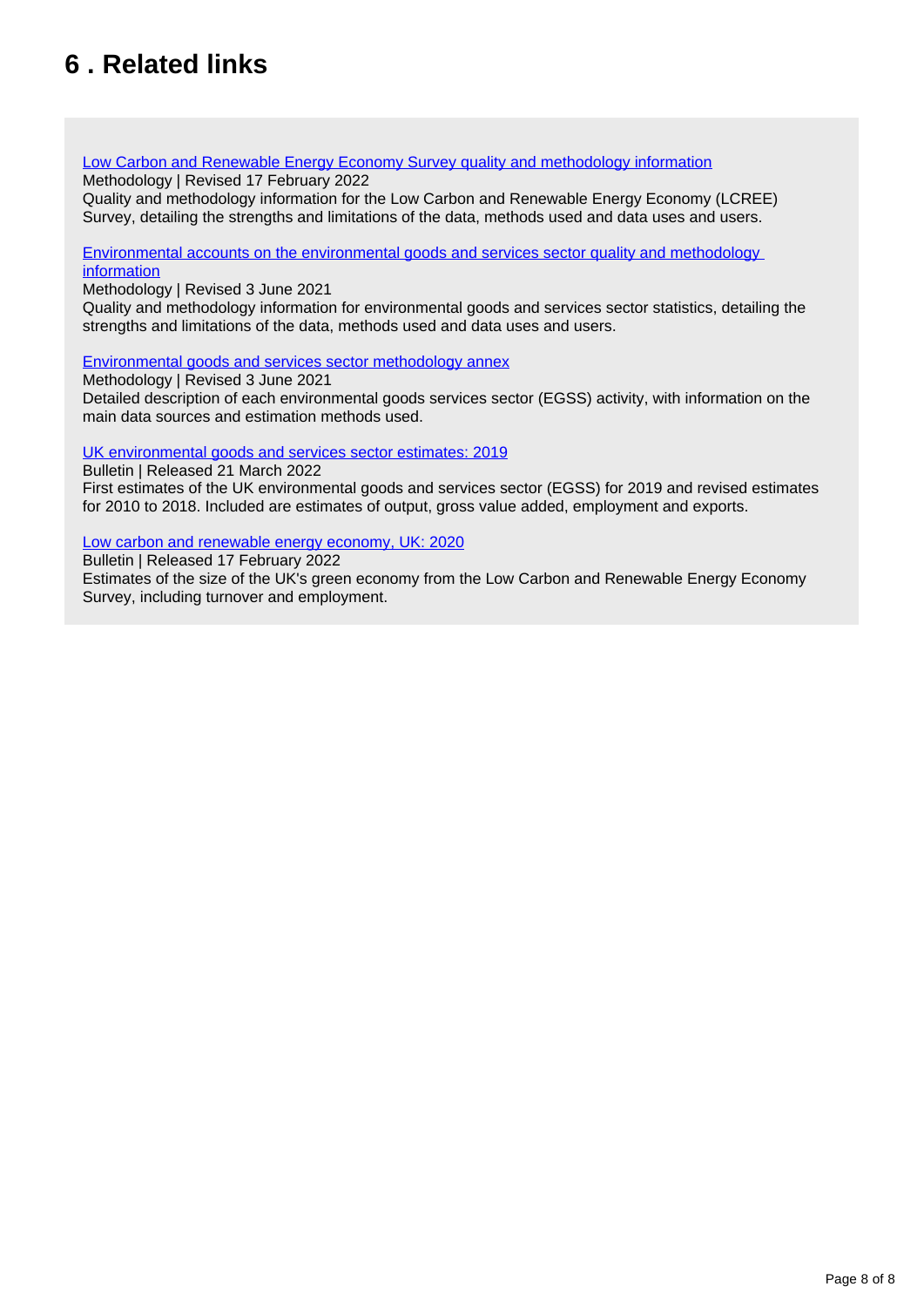## 6 . Related links

[Low Carbon and Renewable Energy Economy Survey quality and methodology information](#)
Methodology | Revised 17 February 2022
Quality and methodology information for the Low Carbon and Renewable Energy Economy (LCREE) Survey, detailing the strengths and limitations of the data, methods used and data uses and users.

[Environmental accounts on the environmental goods and services sector quality and methodology information](#)
Methodology | Revised 3 June 2021
Quality and methodology information for environmental goods and services sector statistics, detailing the strengths and limitations of the data, methods used and data uses and users.

[Environmental goods and services sector methodology annex](#)
Methodology | Revised 3 June 2021
Detailed description of each environmental goods services sector (EGSS) activity, with information on the main data sources and estimation methods used.

[UK environmental goods and services sector estimates: 2019](#)
Bulletin | Released 21 March 2022
First estimates of the UK environmental goods and services sector (EGSS) for 2019 and revised estimates for 2010 to 2018. Included are estimates of output, gross value added, employment and exports.

[Low carbon and renewable energy economy, UK: 2020](#)
Bulletin | Released 17 February 2022
Estimates of the size of the UK's green economy from the Low Carbon and Renewable Energy Economy Survey, including turnover and employment.